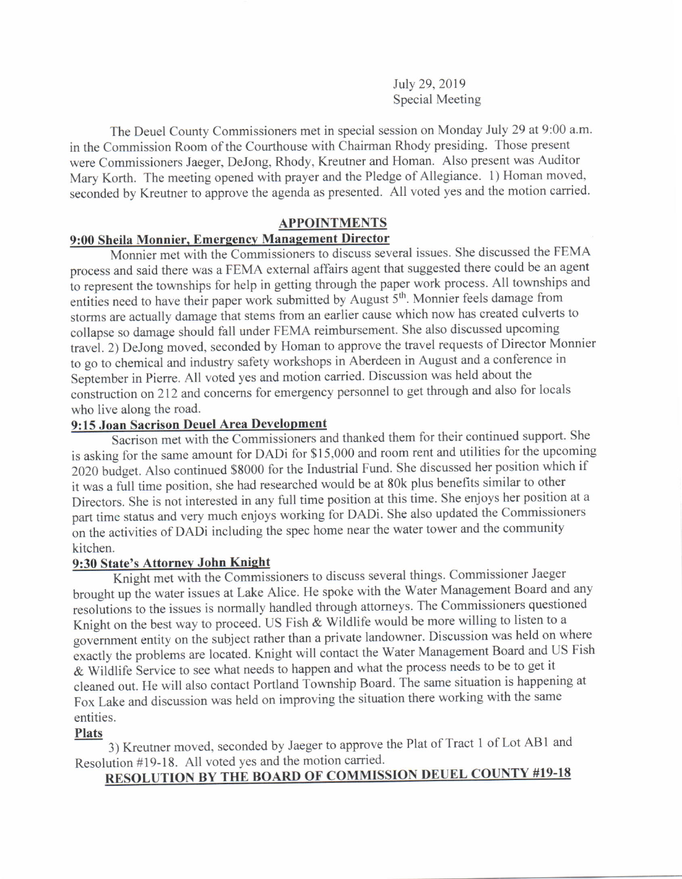July 29, 2019
Special Meeting

The Deuel County Commissioners met in special session on Monday July 29 at 9:00 a.m. in the Commission Room of the Courthouse with Chairman Rhody presiding. Those present were Commissioners Jaeger, DeJong, Rhody, Kreutner and Homan. Also present was Auditor Mary Korth. The meeting opened with prayer and the Pledge of Allegiance. 1) Homan moved, seconded by Kreutner to approve the agenda as presented. All voted yes and the motion carried.

## APPOINTMENTS

### 9:00 Sheila Monnier, Emergency Management Director

Monnier met with the Commissioners to discuss several issues. She discussed the FEMA process and said there was a FEMA external affairs agent that suggested there could be an agent to represent the townships for help in getting through the paper work process. All townships and entities need to have their paper work submitted by August 5th. Monnier feels damage from storms are actually damage that stems from an earlier cause which now has created culverts to collapse so damage should fall under FEMA reimbursement. She also discussed upcoming travel. 2) DeJong moved, seconded by Homan to approve the travel requests of Director Monnier to go to chemical and industry safety workshops in Aberdeen in August and a conference in September in Pierre. All voted yes and motion carried. Discussion was held about the construction on 212 and concerns for emergency personnel to get through and also for locals who live along the road.

### 9:15 Joan Sacrison Deuel Area Development

Sacrison met with the Commissioners and thanked them for their continued support. She is asking for the same amount for DADi for $15,000 and room rent and utilities for the upcoming 2020 budget. Also continued $8000 for the Industrial Fund. She discussed her position which if it was a full time position, she had researched would be at 80k plus benefits similar to other Directors. She is not interested in any full time position at this time. She enjoys her position at a part time status and very much enjoys working for DADi. She also updated the Commissioners on the activities of DADi including the spec home near the water tower and the community kitchen.

### 9:30 State's Attorney John Knight

Knight met with the Commissioners to discuss several things. Commissioner Jaeger brought up the water issues at Lake Alice. He spoke with the Water Management Board and any resolutions to the issues is normally handled through attorneys. The Commissioners questioned Knight on the best way to proceed. US Fish & Wildlife would be more willing to listen to a government entity on the subject rather than a private landowner. Discussion was held on where exactly the problems are located. Knight will contact the Water Management Board and US Fish & Wildlife Service to see what needs to happen and what the process needs to be to get it cleaned out. He will also contact Portland Township Board. The same situation is happening at Fox Lake and discussion was held on improving the situation there working with the same entities.

### Plats

3) Kreutner moved, seconded by Jaeger to approve the Plat of Tract 1 of Lot AB1 and Resolution #19-18. All voted yes and the motion carried.

## RESOLUTION BY THE BOARD OF COMMISSION DEUEL COUNTY #19-18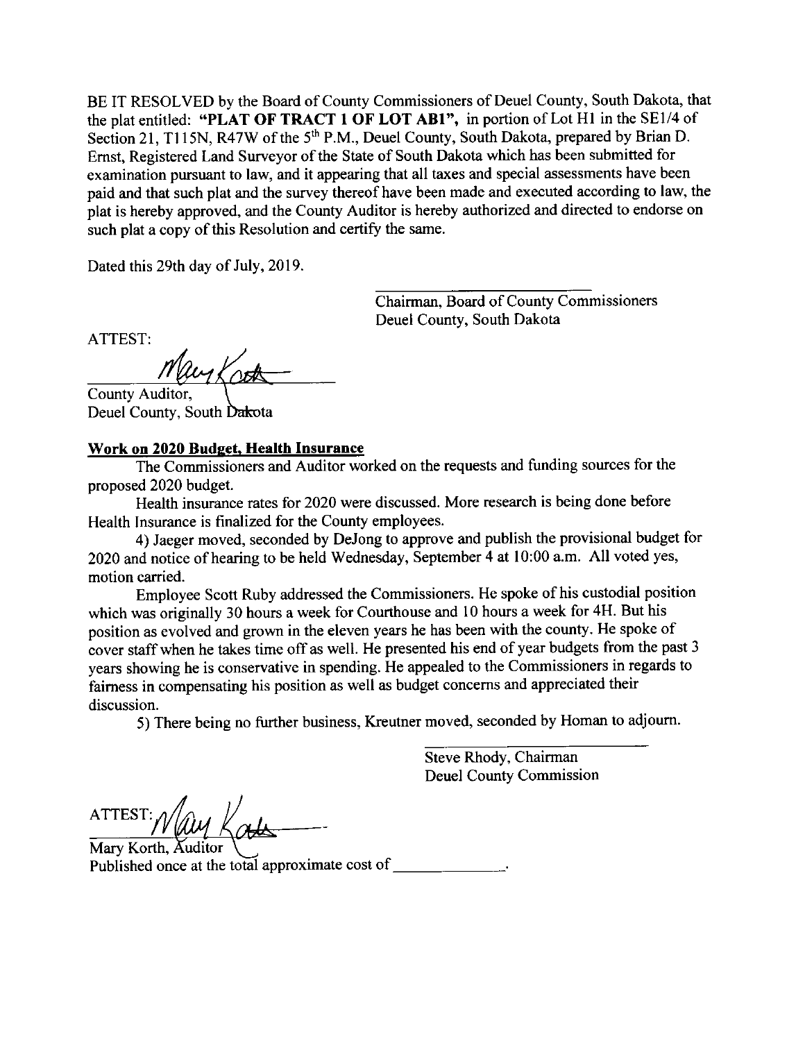BE IT RESOLVED by the Board of County Commissioners of Deuel County, South Dakota, that the plat entitled: **"PLAT OF TRACT 1 OF LOT AB1"**, in portion of Lot H1 in the SE1/4 of Section 21, T115N, R47W of the 5th P.M., Deuel County, South Dakota, prepared by Brian D. Ernst, Registered Land Surveyor of the State of South Dakota which has been submitted for examination pursuant to law, and it appearing that all taxes and special assessments have been paid and that such plat and the survey thereof have been made and executed according to law, the plat is hereby approved, and the County Auditor is hereby authorized and directed to endorse on such plat a copy of this Resolution and certify the same.

Dated this 29th day of July, 2019.

\_\_\_\_\_\_\_\_\_\_\_\_\_\_\_\_\_\_\_\_\_\_\_\_\_
Chairman, Board of County Commissioners
Deuel County, South Dakota

ATTEST:

County Auditor,
Deuel County, South Dakota

**Work on 2020 Budget, Health Insurance**

The Commissioners and Auditor worked on the requests and funding sources for the proposed 2020 budget.

Health insurance rates for 2020 were discussed. More research is being done before Health Insurance is finalized for the County employees.

4) Jaeger moved, seconded by DeJong to approve and publish the provisional budget for 2020 and notice of hearing to be held Wednesday, September 4 at 10:00 a.m. All voted yes, motion carried.

Employee Scott Ruby addressed the Commissioners. He spoke of his custodial position which was originally 30 hours a week for Courthouse and 10 hours a week for 4H. But his position as evolved and grown in the eleven years he has been with the county. He spoke of cover staff when he takes time off as well. He presented his end of year budgets from the past 3 years showing he is conservative in spending. He appealed to the Commissioners in regards to fairness in compensating his position as well as budget concerns and appreciated their discussion.

5) There being no further business, Kreutner moved, seconded by Homan to adjourn.

\_\_\_\_\_\_\_\_\_\_\_\_\_\_\_\_\_\_\_\_\_\_\_\_\_
Steve Rhody, Chairman
Deuel County Commission

ATTEST:

Mary Korth, Auditor

Published once at the total approximate cost of \_\_\_\_\_\_\_\_\_\_\_\_\_\_.